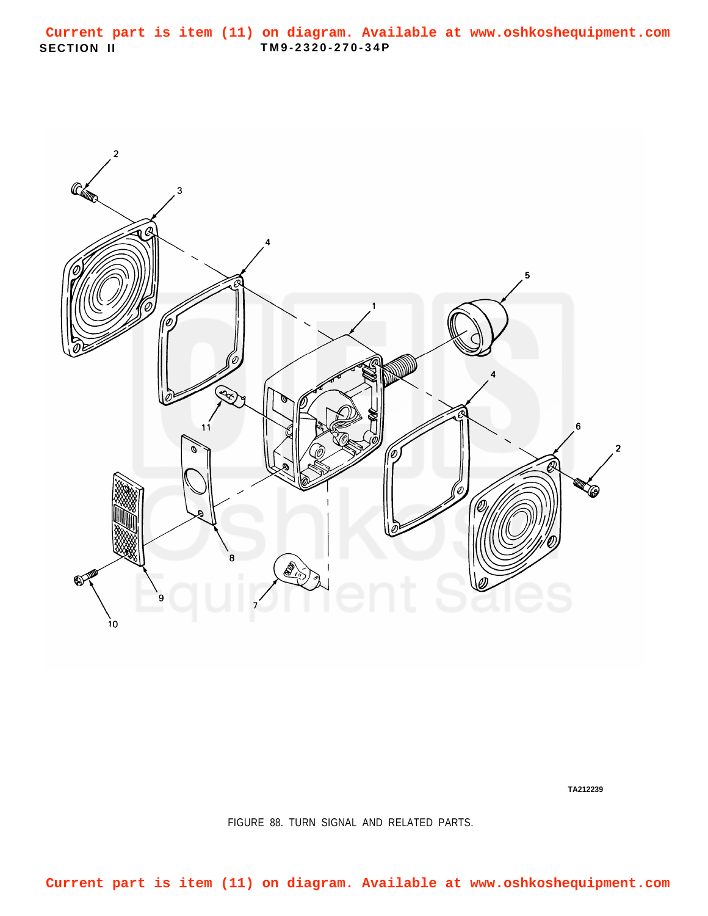Current part is item (11) on diagram. Available at www.oshkoshequipment.com

SECTION II TM9-2320-270-34P

TA212239

FIGURE 88. TURN SIGNAL AND RELATED PARTS.

Current part is item (11) on diagram. Available at www.oshkoshequipment.com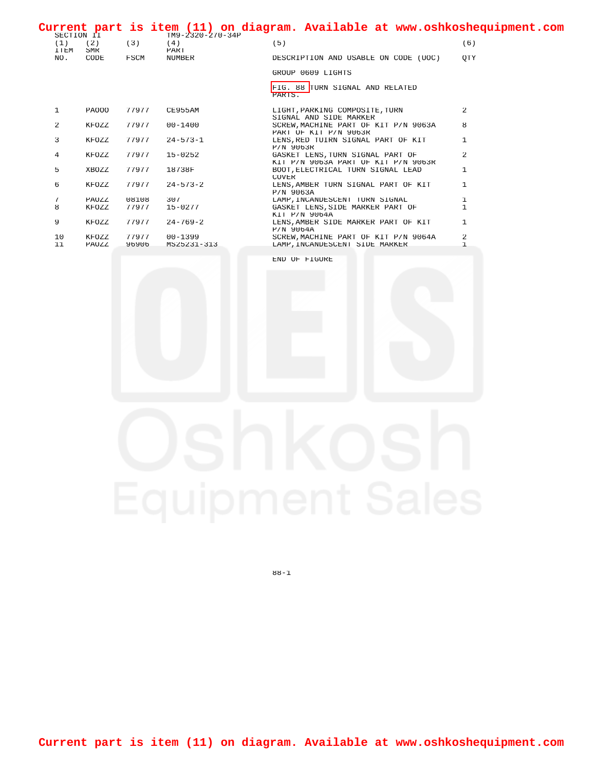Current part is item (11) on diagram. Available at www.oshkoshequipment.com

SECTION II TM9-2320-270-34P

| (1) ITEM NO. | (2) SMR CODE | (3) FSCM | (4) PART NUMBER | (5) DESCRIPTION AND USABLE ON CODE (UOC) | (6) QTY |
|---|---|---|---|---|---|
| | | | | GROUP 0609 LIGHTS | |
| | | | | FIG. 88 TURN SIGNAL AND RELATED PARTS. | |
| 1 | PAOOO | 77977 | CE955AM | LIGHT,PARKING COMPOSITE,TURN SIGNAL AND SIDE MARKER | 2 |
| 2 | KFOZZ | 77977 | 00-1400 | SCREW,MACHINE PART OF KIT P/N 9063A PART OF KIT P/N 9063R | 8 |
| 3 | KFOZZ | 77977 | 24-573-1 | LENS,RED TUIRN SIGNAL PART OF KIT P/N 9063R | 1 |
| 4 | KFOZZ | 77977 | 15-0252 | GASKET LENS,TURN SIGNAL PART OF KIT P/N 9063A PART OF KIT P/N 9063R | 2 |
| 5 | XBOZZ | 77977 | 18738F | BOOT,ELECTRICAL TURN SIGNAL LEAD COVER | 1 |
| 6 | KFOZZ | 77977 | 24-573-2 | LENS,AMBER TURN SIGNAL PART OF KIT P/N 9063A | 1 |
| 7 | PAOZZ | 08108 | 307 | LAMP,INCANDESCENT TURN SIGNAL | 1 |
| 8 | KFOZZ | 77977 | 15-0277 | GASKET LENS,SIDE MARKER PART OF KIT P/N 9064A | 1 |
| 9 | KFOZZ | 77977 | 24-769-2 | LENS,AMBER SIDE MARKER PART OF KIT P/N 9064A | 1 |
| 10 | KFOZZ | 77977 | 00-1399 | SCREW,MACHINE PART OF KIT P/N 9064A | 2 |
| 11 | PAOZZ | 96906 | MS25231-313 | LAMP,INCANDESCENT SIDE MARKER | 1 |

END OF FIGURE

Current part is item (11) on diagram. Available at www.oshkoshequipment.com